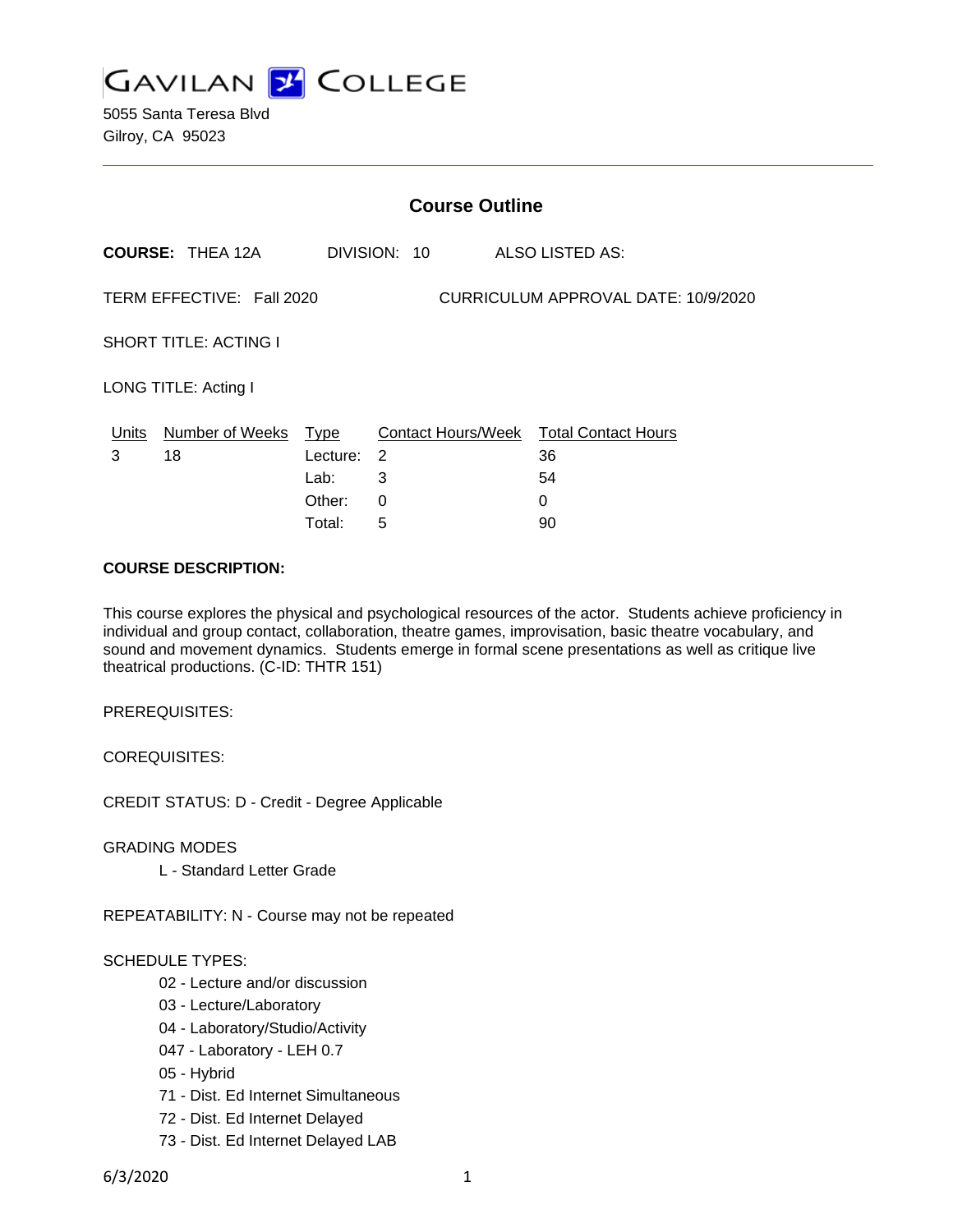# GAVILAN COLLEGE

5055 Santa Teresa Blvd
Gilroy, CA 95023

## Course Outline

**COURSE:** THEA 12A DIVISION: 10 ALSO LISTED AS:

TERM EFFECTIVE: Fall 2020 CURRICULUM APPROVAL DATE: 10/9/2020

SHORT TITLE: ACTING I

LONG TITLE: Acting I

| Units | Number of Weeks | Type | Contact Hours/Week | Total Contact Hours |
|---|---|---|---|---|
| 3 | 18 | Lecture: | 2 | 36 |
| | | Lab: | 3 | 54 |
| | | Other: | 0 | 0 |
| | | Total: | 5 | 90 |

**COURSE DESCRIPTION:**

This course explores the physical and psychological resources of the actor. Students achieve proficiency in individual and group contact, collaboration, theatre games, improvisation, basic theatre vocabulary, and sound and movement dynamics. Students emerge in formal scene presentations as well as critique live theatrical productions. (C-ID: THTR 151)

PREREQUISITES:

COREQUISITES:

CREDIT STATUS: D - Credit - Degree Applicable

GRADING MODES

- L - Standard Letter Grade

REPEATABILITY: N - Course may not be repeated

SCHEDULE TYPES:

- 02 - Lecture and/or discussion
- 03 - Lecture/Laboratory
- 04 - Laboratory/Studio/Activity
- 047 - Laboratory - LEH 0.7
- 05 - Hybrid
- 71 - Dist. Ed Internet Simultaneous
- 72 - Dist. Ed Internet Delayed
- 73 - Dist. Ed Internet Delayed LAB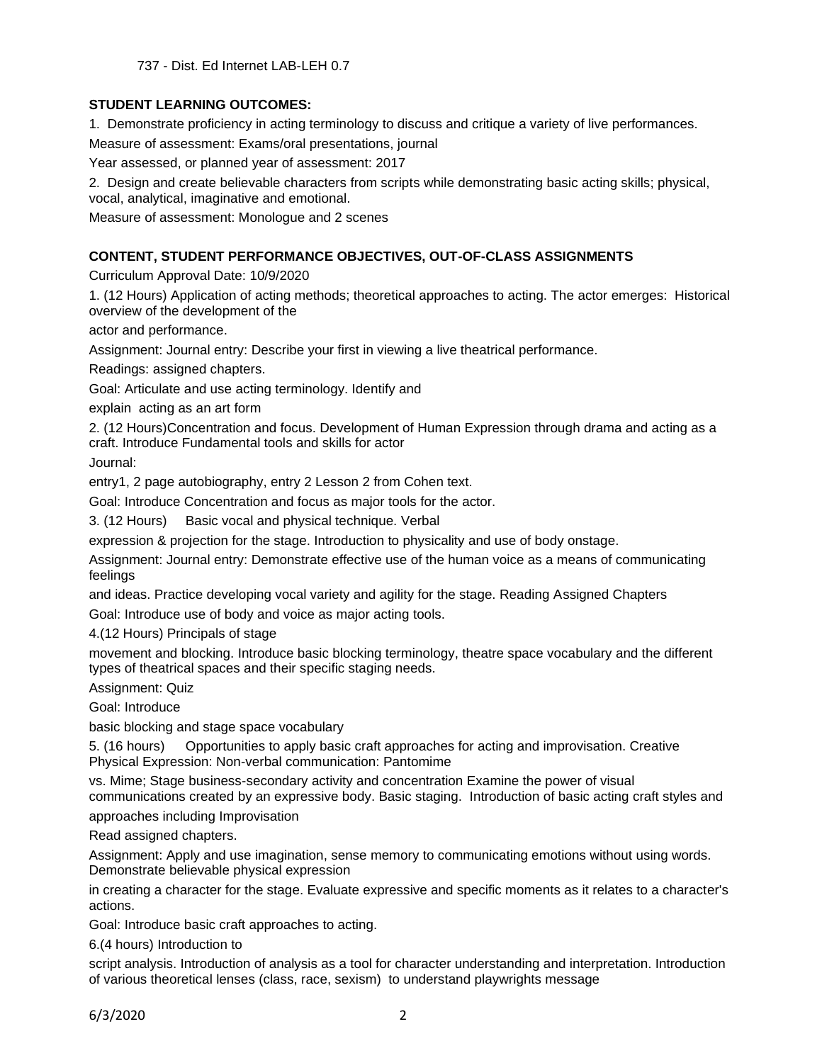737 - Dist. Ed Internet LAB-LEH 0.7

**STUDENT LEARNING OUTCOMES:**

1. Demonstrate proficiency in acting terminology to discuss and critique a variety of live performances.

Measure of assessment: Exams/oral presentations, journal

Year assessed, or planned year of assessment: 2017

2. Design and create believable characters from scripts while demonstrating basic acting skills; physical, vocal, analytical, imaginative and emotional.

Measure of assessment: Monologue and 2 scenes

**CONTENT, STUDENT PERFORMANCE OBJECTIVES, OUT-OF-CLASS ASSIGNMENTS**

Curriculum Approval Date: 10/9/2020

1. (12 Hours) Application of acting methods; theoretical approaches to acting. The actor emerges: Historical overview of the development of the actor and performance.

Assignment: Journal entry: Describe your first in viewing a live theatrical performance.

Readings: assigned chapters.

Goal: Articulate and use acting terminology. Identify and explain acting as an art form

2. (12 Hours)Concentration and focus. Development of Human Expression through drama and acting as a craft. Introduce Fundamental tools and skills for actor

Journal:

entry1, 2 page autobiography, entry 2 Lesson 2 from Cohen text.

Goal: Introduce Concentration and focus as major tools for the actor.

3. (12 Hours) Basic vocal and physical technique. Verbal expression & projection for the stage. Introduction to physicality and use of body onstage.

Assignment: Journal entry: Demonstrate effective use of the human voice as a means of communicating feelings and ideas. Practice developing vocal variety and agility for the stage. Reading Assigned Chapters

Goal: Introduce use of body and voice as major acting tools.

4.(12 Hours) Principals of stage movement and blocking. Introduce basic blocking terminology, theatre space vocabulary and the different types of theatrical spaces and their specific staging needs.

Assignment: Quiz

Goal: Introduce basic blocking and stage space vocabulary

5. (16 hours) Opportunities to apply basic craft approaches for acting and improvisation. Creative Physical Expression: Non-verbal communication: Pantomime vs. Mime; Stage business-secondary activity and concentration Examine the power of visual communications created by an expressive body. Basic staging. Introduction of basic acting craft styles and approaches including Improvisation

Read assigned chapters.

Assignment: Apply and use imagination, sense memory to communicating emotions without using words. Demonstrate believable physical expression in creating a character for the stage. Evaluate expressive and specific moments as it relates to a character's actions.

Goal: Introduce basic craft approaches to acting.

6.(4 hours) Introduction to script analysis. Introduction of analysis as a tool for character understanding and interpretation. Introduction of various theoretical lenses (class, race, sexism) to understand playwrights message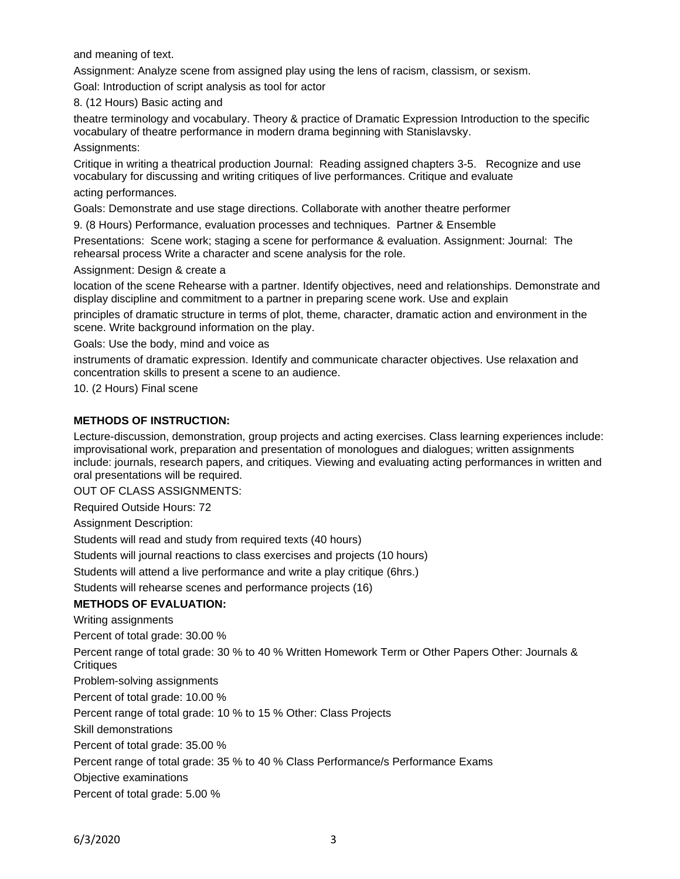and meaning of text.

Assignment: Analyze scene from assigned play using the lens of racism, classism, or sexism.

Goal: Introduction of script analysis as tool for actor

8. (12 Hours) Basic acting and

theatre terminology and vocabulary. Theory & practice of Dramatic Expression Introduction to the specific vocabulary of theatre performance in modern drama beginning with Stanislavsky.

Assignments:

Critique in writing a theatrical production Journal: Reading assigned chapters 3-5. Recognize and use vocabulary for discussing and writing critiques of live performances. Critique and evaluate

acting performances.

Goals: Demonstrate and use stage directions. Collaborate with another theatre performer

9. (8 Hours) Performance, evaluation processes and techniques. Partner & Ensemble

Presentations: Scene work; staging a scene for performance & evaluation. Assignment: Journal: The rehearsal process Write a character and scene analysis for the role.

Assignment: Design & create a

location of the scene Rehearse with a partner. Identify objectives, need and relationships. Demonstrate and display discipline and commitment to a partner in preparing scene work. Use and explain

principles of dramatic structure in terms of plot, theme, character, dramatic action and environment in the scene. Write background information on the play.

Goals: Use the body, mind and voice as

instruments of dramatic expression. Identify and communicate character objectives. Use relaxation and concentration skills to present a scene to an audience.

10. (2 Hours) Final scene

**METHODS OF INSTRUCTION:**

Lecture-discussion, demonstration, group projects and acting exercises. Class learning experiences include: improvisational work, preparation and presentation of monologues and dialogues; written assignments include: journals, research papers, and critiques. Viewing and evaluating acting performances in written and oral presentations will be required.

OUT OF CLASS ASSIGNMENTS:

Required Outside Hours: 72

Assignment Description:

Students will read and study from required texts (40 hours)

Students will journal reactions to class exercises and projects (10 hours)

Students will attend a live performance and write a play critique (6hrs.)

Students will rehearse scenes and performance projects (16)

**METHODS OF EVALUATION:**

Writing assignments

Percent of total grade: 30.00 %

Percent range of total grade: 30 % to 40 % Written Homework Term or Other Papers Other: Journals & Critiques

Problem-solving assignments

Percent of total grade: 10.00 %

Percent range of total grade: 10 % to 15 % Other: Class Projects

Skill demonstrations

Percent of total grade: 35.00 %

Percent range of total grade: 35 % to 40 % Class Performance/s Performance Exams

Objective examinations

Percent of total grade: 5.00 %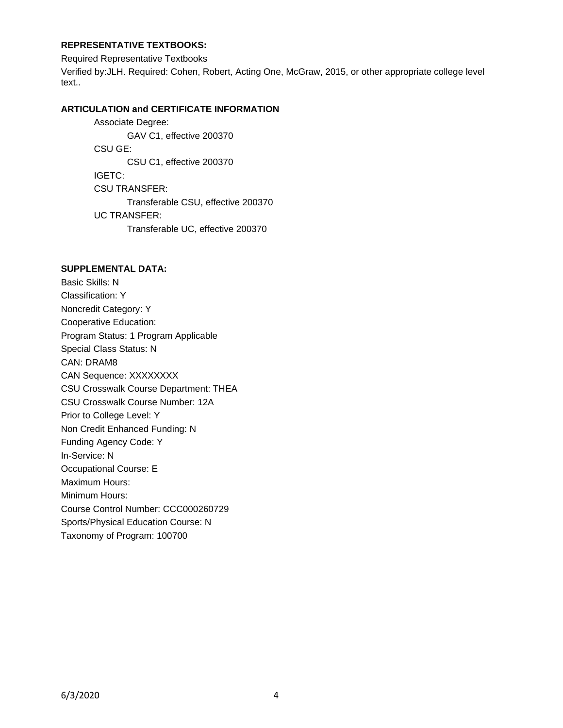**REPRESENTATIVE TEXTBOOKS:**

Required Representative Textbooks

Verified by:JLH. Required: Cohen, Robert, Acting One, McGraw, 2015, or other appropriate college level text..

**ARTICULATION and CERTIFICATE INFORMATION**

Associate Degree:
- GAV C1, effective 200370

CSU GE:
- CSU C1, effective 200370

IGETC:

CSU TRANSFER:
- Transferable CSU, effective 200370

UC TRANSFER:
- Transferable UC, effective 200370

**SUPPLEMENTAL DATA:**

Basic Skills: N
Classification: Y
Noncredit Category: Y
Cooperative Education:
Program Status: 1 Program Applicable
Special Class Status: N
CAN: DRAM8
CAN Sequence: XXXXXXXX
CSU Crosswalk Course Department: THEA
CSU Crosswalk Course Number: 12A
Prior to College Level: Y
Non Credit Enhanced Funding: N
Funding Agency Code: Y
In-Service: N
Occupational Course: E
Maximum Hours:
Minimum Hours:
Course Control Number: CCC000260729
Sports/Physical Education Course: N
Taxonomy of Program: 100700